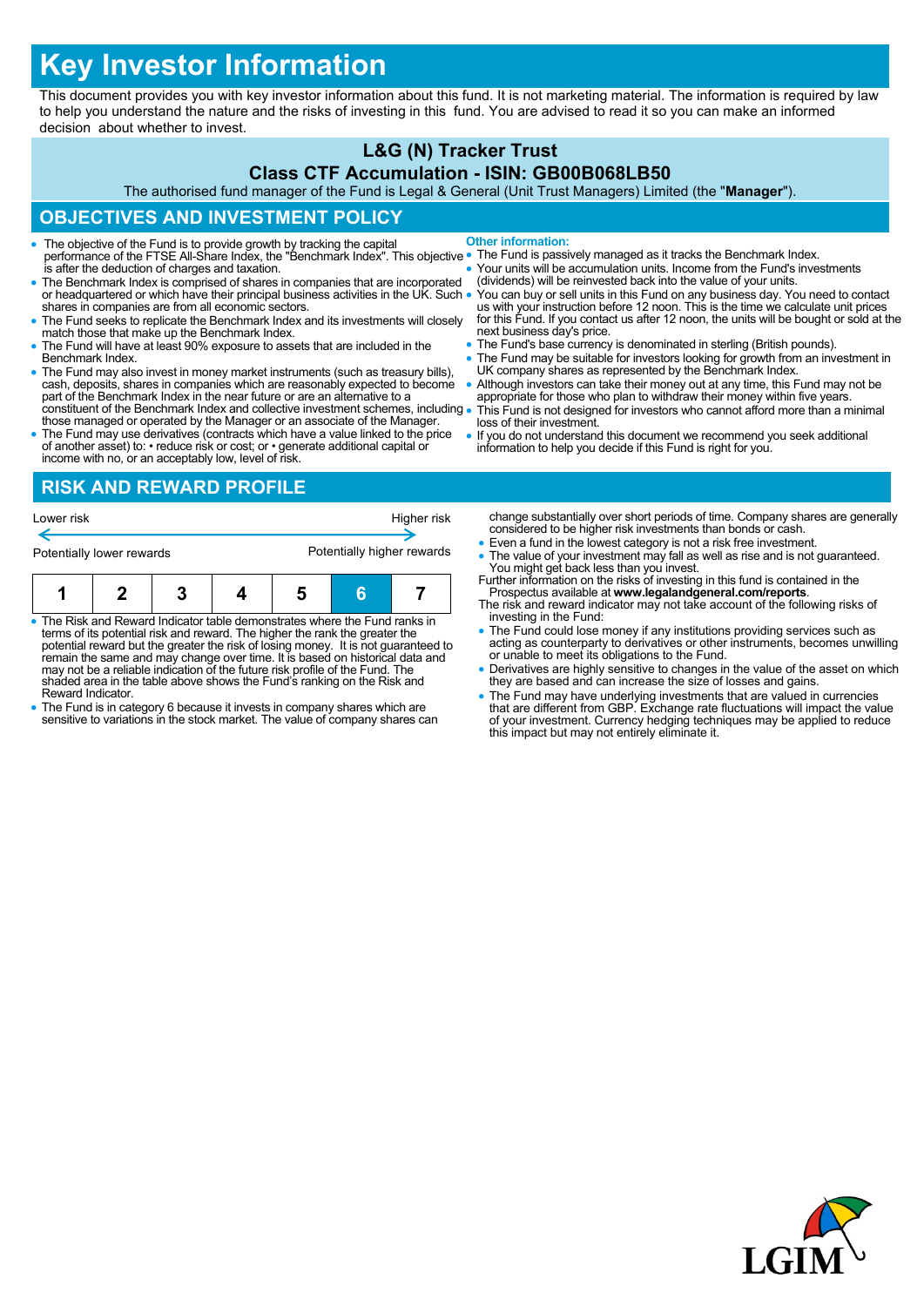# Key Investor Information

This document provides you with key investor information about this fund. It is not marketing material. The information is required by law to help you understand the nature and the risks of investing in this fund. You are advised to read it so you can make an informed decision about whether to invest.

## L&G (N) Tracker Trust

### Class CTF Accumulation - ISIN: GB00B068LB50

The authorised fund manager of the Fund is Legal & General (Unit Trust Managers) Limited (the "**Manager**").

## OBJECTIVES AND INVESTMENT POLICY

- The objective of the Fund is to provide growth by tracking the capital performance of the FTSE All-Share Index, the "Benchmark Index". This objective is after the deduction of charges and taxation.
- The Benchmark Index is comprised of shares in companies that are incorporated or headquartered or which have their principal business activities in the UK. Such shares in companies are from all economic sectors.
- The Fund seeks to replicate the Benchmark Index and its investments will closely match those that make up the Benchmark Index.
- The Fund will have at least 90% exposure to assets that are included in the Benchmark Index.
- The Fund may also invest in money market instruments (such as treasury bills), cash, deposits, shares in companies which are reasonably expected to become part of the Benchmark Index in the near future or are an alternative to a constituent of the Benchmark Index and collective investment schemes, including those managed or operated by the Manager or an associate of the Manager.
- The Fund may use derivatives (contracts which have a value linked to the price of another asset) to: • reduce risk or cost; or • generate additional capital or income with no, or an acceptably low, level of risk.

**Other information:**

- The Fund is passively managed as it tracks the Benchmark Index.
- Your units will be accumulation units. Income from the Fund's investments (dividends) will be reinvested back into the value of your units.
- You can buy or sell units in this Fund on any business day. You need to contact us with your instruction before 12 noon. This is the time we calculate unit prices for this Fund. If you contact us after 12 noon, the units will be bought or sold at the next business day's price.
- The Fund's base currency is denominated in sterling (British pounds).
- The Fund may be suitable for investors looking for growth from an investment in UK company shares as represented by the Benchmark Index.
- Although investors can take their money out at any time, this Fund may not be appropriate for those who plan to withdraw their money within five years.
- This Fund is not designed for investors who cannot afford more than a minimal loss of their investment.
- If you do not understand this document we recommend you seek additional information to help you decide if this Fund is right for you.

## RISK AND REWARD PROFILE

Lower risk ← → Higher risk

Potentially lower rewards — Potentially higher rewards

| 1 | 2 | 3 | 4 | 5 | **6** | 7 |
|---|---|---|---|---|---|---|

- The Risk and Reward Indicator table demonstrates where the Fund ranks in terms of its potential risk and reward. The higher the rank the greater the potential reward but the greater the risk of losing money. It is not guaranteed to remain the same and may change over time. It is based on historical data and may not be a reliable indication of the future risk profile of the Fund. The shaded area in the table above shows the Fund's ranking on the Risk and Reward Indicator.
- The Fund is in category 6 because it invests in company shares which are sensitive to variations in the stock market. The value of company shares can change substantially over short periods of time. Company shares are generally considered to be higher risk investments than bonds or cash.
- Even a fund in the lowest category is not a risk free investment.
- The value of your investment may fall as well as rise and is not guaranteed. You might get back less than you invest.

Further information on the risks of investing in this fund is contained in the Prospectus available at **www.legalandgeneral.com/reports**.

The risk and reward indicator may not take account of the following risks of investing in the Fund:

- The Fund could lose money if any institutions providing services such as acting as counterparty to derivatives or other instruments, becomes unwilling or unable to meet its obligations to the Fund.
- Derivatives are highly sensitive to changes in the value of the asset on which they are based and can increase the size of losses and gains.
- The Fund may have underlying investments that are valued in currencies that are different from GBP. Exchange rate fluctuations will impact the value of your investment. Currency hedging techniques may be applied to reduce this impact but may not entirely eliminate it.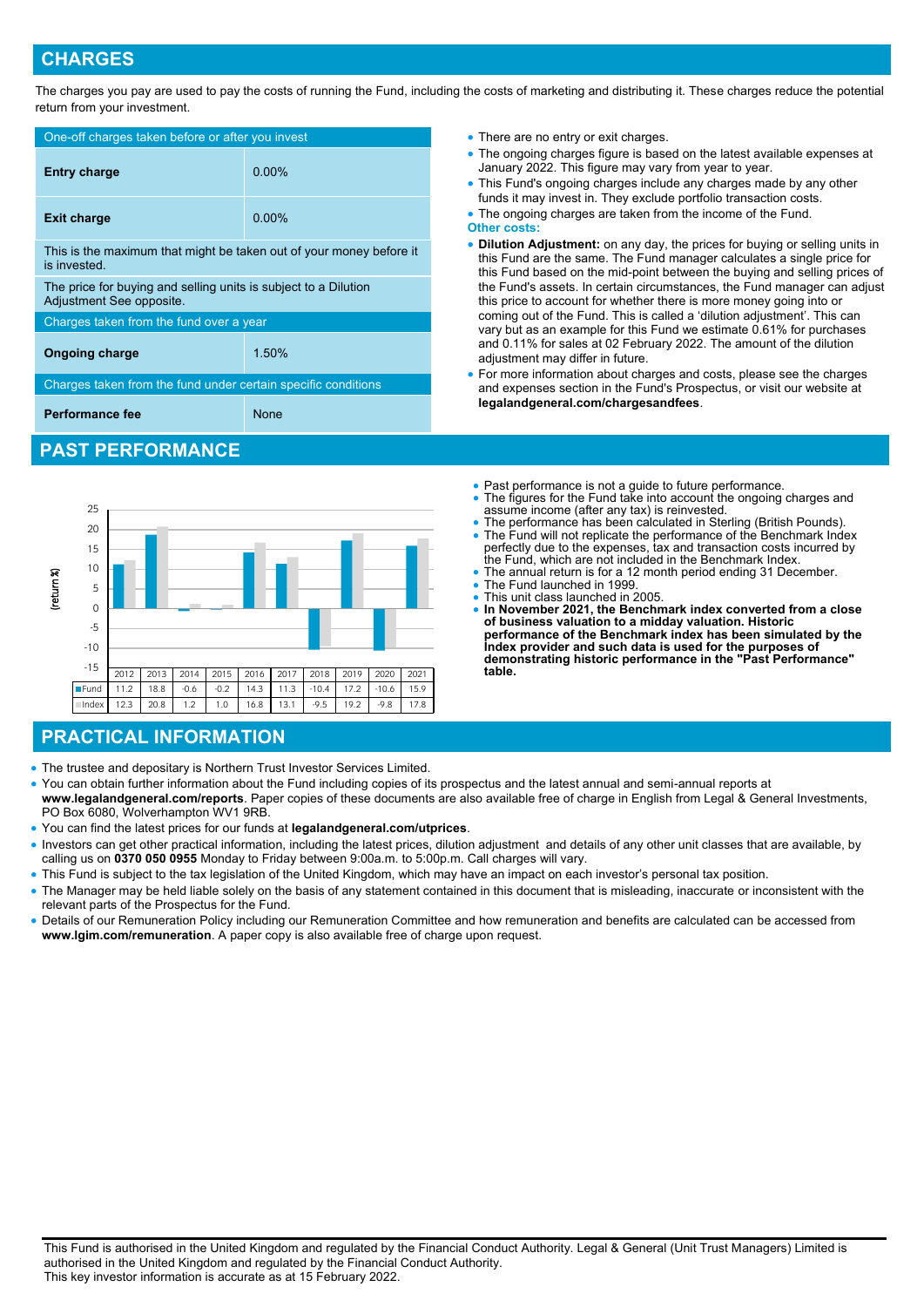## CHARGES

The charges you pay are used to pay the costs of running the Fund, including the costs of marketing and distributing it. These charges reduce the potential return from your investment.

| One-off charges taken before or after you invest | |
|---|---|
| **Entry charge** | 0.00% |
| **Exit charge** | 0.00% |
| This is the maximum that might be taken out of your money before it is invested. | |
| The price for buying and selling units is subject to a Dilution Adjustment See opposite. | |
| **Charges taken from the fund over a year** | |
| **Ongoing charge** | 1.50% |
| **Charges taken from the fund under certain specific conditions** | |
| **Performance fee** | None |

- There are no entry or exit charges.
- The ongoing charges figure is based on the latest available expenses at January 2022. This figure may vary from year to year.
- This Fund's ongoing charges include any charges made by any other funds it may invest in. They exclude portfolio transaction costs.
- The ongoing charges are taken from the income of the Fund.

**Other costs:**

- **Dilution Adjustment:** on any day, the prices for buying or selling units in this Fund are the same. The Fund manager calculates a single price for this Fund based on the mid-point between the buying and selling prices of the Fund's assets. In certain circumstances, the Fund manager can adjust this price to account for whether there is more money going into or coming out of the Fund. This is called a 'dilution adjustment'. This can vary but as an example for this Fund we estimate 0.61% for purchases and 0.11% for sales at 02 February 2022. The amount of the dilution adjustment may differ in future.
- For more information about charges and costs, please see the charges and expenses section in the Fund's Prospectus, or visit our website at **legalandgeneral.com/chargesandfees**.

## PAST PERFORMANCE

(return %)

25
20
15
10
5
0
-5
-10
-15

| | 2012 | 2013 | 2014 | 2015 | 2016 | 2017 | 2018 | 2019 | 2020 | 2021 |
|---|---|---|---|---|---|---|---|---|---|---|
| Fund | 11.2 | 18.8 | -0.6 | -0.2 | 14.3 | 11.3 | -10.4 | 17.2 | -10.6 | 15.9 |
| Index | 12.3 | 20.8 | 1.2 | 1.0 | 16.8 | 13.1 | -9.5 | 19.2 | -9.8 | 17.8 |

- Past performance is not a guide to future performance.
- The figures for the Fund take into account the ongoing charges and assume income (after any tax) is reinvested.
- The performance has been calculated in Sterling (British Pounds).
- The Fund will not replicate the performance of the Benchmark Index perfectly due to the expenses, tax and transaction costs incurred by the Fund, which are not included in the Benchmark Index.
- The annual return is for a 12 month period ending 31 December.
- The Fund launched in 1999.
- This unit class launched in 2005.
- **In November 2021, the Benchmark index converted from a close of business valuation to a midday valuation. Historic performance of the Benchmark index has been simulated by the Index provider and such data is used for the purposes of demonstrating historic performance in the "Past Performance" table.**

## PRACTICAL INFORMATION

- The trustee and depositary is Northern Trust Investor Services Limited.
- You can obtain further information about the Fund including copies of its prospectus and the latest annual and semi-annual reports at **www.legalandgeneral.com/reports**. Paper copies of these documents are also available free of charge in English from Legal & General Investments, PO Box 6080, Wolverhampton WV1 9RB.
- You can find the latest prices for our funds at **legalandgeneral.com/utprices**.
- Investors can get other practical information, including the latest prices, dilution adjustment and details of any other unit classes that are available, by calling us on **0370 050 0955** Monday to Friday between 9:00a.m. to 5:00p.m. Call charges will vary.
- This Fund is subject to the tax legislation of the United Kingdom, which may have an impact on each investor's personal tax position.
- The Manager may be held liable solely on the basis of any statement contained in this document that is misleading, inaccurate or inconsistent with the relevant parts of the Prospectus for the Fund.
- Details of our Remuneration Policy including our Remuneration Committee and how remuneration and benefits are calculated can be accessed from **www.lgim.com/remuneration**. A paper copy is also available free of charge upon request.

This Fund is authorised in the United Kingdom and regulated by the Financial Conduct Authority. Legal & General (Unit Trust Managers) Limited is authorised in the United Kingdom and regulated by the Financial Conduct Authority.
This key investor information is accurate as at 15 February 2022.